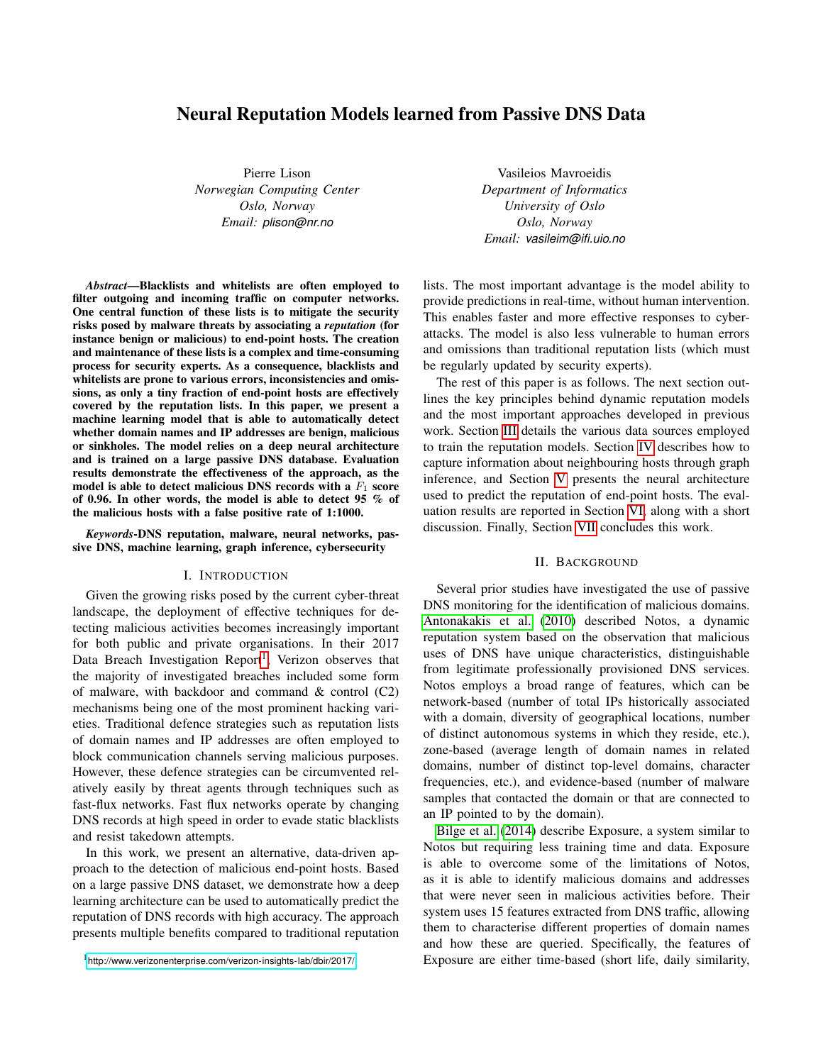# Neural Reputation Models learned from Passive DNS Data

Pierre Lison
*Norwegian Computing Center*
*Oslo, Norway*
*Email: plison@nr.no*

Vasileios Mavroeidis
*Department of Informatics*
*University of Oslo*
*Oslo, Norway*
*Email: vasileim@ifi.uio.no*

***Abstract*—Blacklists and whitelists are often employed to filter outgoing and incoming traffic on computer networks. One central function of these lists is to mitigate the security risks posed by malware threats by associating a *reputation* (for instance benign or malicious) to end-point hosts. The creation and maintenance of these lists is a complex and time-consuming process for security experts. As a consequence, blacklists and whitelists are prone to various errors, inconsistencies and omissions, as only a tiny fraction of end-point hosts are effectively covered by the reputation lists. In this paper, we present a machine learning model that is able to automatically detect whether domain names and IP addresses are benign, malicious or sinkholes. The model relies on a deep neural architecture and is trained on a large passive DNS database. Evaluation results demonstrate the effectiveness of the approach, as the model is able to detect malicious DNS records with a $F_1$ score of 0.96. In other words, the model is able to detect 95 % of the malicious hosts with a false positive rate of 1:1000.**

***Keywords*-DNS reputation, malware, neural networks, passive DNS, machine learning, graph inference, cybersecurity**

## I. Introduction

Given the growing risks posed by the current cyber-threat landscape, the deployment of effective techniques for detecting malicious activities becomes increasingly important for both public and private organisations. In their 2017 Data Breach Investigation Report[1], Verizon observes that the majority of investigated breaches included some form of malware, with backdoor and command & control (C2) mechanisms being one of the most prominent hacking varieties. Traditional defence strategies such as reputation lists of domain names and IP addresses are often employed to block communication channels serving malicious purposes. However, these defence strategies can be circumvented relatively easily by threat agents through techniques such as fast-flux networks. Fast flux networks operate by changing DNS records at high speed in order to evade static blacklists and resist takedown attempts.

In this work, we present an alternative, data-driven approach to the detection of malicious end-point hosts. Based on a large passive DNS dataset, we demonstrate how a deep learning architecture can be used to automatically predict the reputation of DNS records with high accuracy. The approach presents multiple benefits compared to traditional reputation lists. The most important advantage is the model ability to provide predictions in real-time, without human intervention. This enables faster and more effective responses to cyber-attacks. The model is also less vulnerable to human errors and omissions than traditional reputation lists (which must be regularly updated by security experts).

The rest of this paper is as follows. The next section outlines the key principles behind dynamic reputation models and the most important approaches developed in previous work. Section III details the various data sources employed to train the reputation models. Section IV describes how to capture information about neighbouring hosts through graph inference, and Section V presents the neural architecture used to predict the reputation of end-point hosts. The evaluation results are reported in Section VI, along with a short discussion. Finally, Section VII concludes this work.

[1] http://www.verizonenterprise.com/verizon-insights-lab/dbir/2017/

## II. Background

Several prior studies have investigated the use of passive DNS monitoring for the identification of malicious domains. Antonakakis et al. (2010) described Notos, a dynamic reputation system based on the observation that malicious uses of DNS have unique characteristics, distinguishable from legitimate professionally provisioned DNS services. Notos employs a broad range of features, which can be network-based (number of total IPs historically associated with a domain, diversity of geographical locations, number of distinct autonomous systems in which they reside, etc.), zone-based (average length of domain names in related domains, number of distinct top-level domains, character frequencies, etc.), and evidence-based (number of malware samples that contacted the domain or that are connected to an IP pointed to by the domain).

Bilge et al. (2014) describe Exposure, a system similar to Notos but requiring less training time and data. Exposure is able to overcome some of the limitations of Notos, as it is able to identify malicious domains and addresses that were never seen in malicious activities before. Their system uses 15 features extracted from DNS traffic, allowing them to characterise different properties of domain names and how these are queried. Specifically, the features of Exposure are either time-based (short life, daily similarity,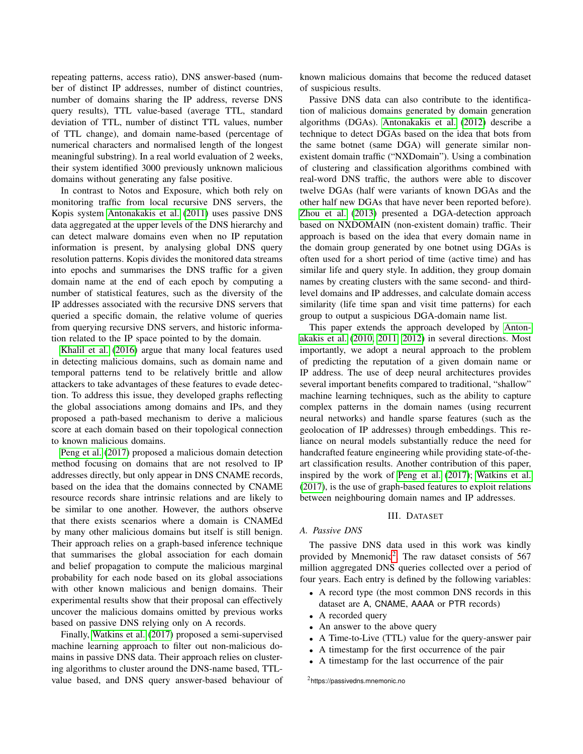repeating patterns, access ratio), DNS answer-based (number of distinct IP addresses, number of distinct countries, number of domains sharing the IP address, reverse DNS query results), TTL value-based (average TTL, standard deviation of TTL, number of distinct TTL values, number of TTL change), and domain name-based (percentage of numerical characters and normalised length of the longest meaningful substring). In a real world evaluation of 2 weeks, their system identified 3000 previously unknown malicious domains without generating any false positive.

In contrast to Notos and Exposure, which both rely on monitoring traffic from local recursive DNS servers, the Kopis system Antonakakis et al. (2011) uses passive DNS data aggregated at the upper levels of the DNS hierarchy and can detect malware domains even when no IP reputation information is present, by analysing global DNS query resolution patterns. Kopis divides the monitored data streams into epochs and summarises the DNS traffic for a given domain name at the end of each epoch by computing a number of statistical features, such as the diversity of the IP addresses associated with the recursive DNS servers that queried a specific domain, the relative volume of queries from querying recursive DNS servers, and historic information related to the IP space pointed to by the domain.

Khalil et al. (2016) argue that many local features used in detecting malicious domains, such as domain name and temporal patterns tend to be relatively brittle and allow attackers to take advantages of these features to evade detection. To address this issue, they developed graphs reflecting the global associations among domains and IPs, and they proposed a path-based mechanism to derive a malicious score at each domain based on their topological connection to known malicious domains.

Peng et al. (2017) proposed a malicious domain detection method focusing on domains that are not resolved to IP addresses directly, but only appear in DNS CNAME records, based on the idea that the domains connected by CNAME resource records share intrinsic relations and are likely to be similar to one another. However, the authors observe that there exists scenarios where a domain is CNAMEd by many other malicious domains but itself is still benign. Their approach relies on a graph-based inference technique that summarises the global association for each domain and belief propagation to compute the malicious marginal probability for each node based on its global associations with other known malicious and benign domains. Their experimental results show that their proposal can effectively uncover the malicious domains omitted by previous works based on passive DNS relying only on A records.

Finally, Watkins et al. (2017) proposed a semi-supervised machine learning approach to filter out non-malicious domains in passive DNS data. Their approach relies on clustering algorithms to cluster around the DNS-name based, TTL-value based, and DNS query answer-based behaviour of known malicious domains that become the reduced dataset of suspicious results.

Passive DNS data can also contribute to the identification of malicious domains generated by domain generation algorithms (DGAs). Antonakakis et al. (2012) describe a technique to detect DGAs based on the idea that bots from the same botnet (same DGA) will generate similar non-existent domain traffic ("NXDomain"). Using a combination of clustering and classification algorithms combined with real-word DNS traffic, the authors were able to discover twelve DGAs (half were variants of known DGAs and the other half new DGAs that have never been reported before). Zhou et al. (2013) presented a DGA-detection approach based on NXDOMAIN (non-existent domain) traffic. Their approach is based on the idea that every domain name in the domain group generated by one botnet using DGAs is often used for a short period of time (active time) and has similar life and query style. In addition, they group domain names by creating clusters with the same second- and third-level domains and IP addresses, and calculate domain access similarity (life time span and visit time patterns) for each group to output a suspicious DGA-domain name list.

This paper extends the approach developed by Antonakakis et al. (2010, 2011, 2012) in several directions. Most importantly, we adopt a neural approach to the problem of predicting the reputation of a given domain name or IP address. The use of deep neural architectures provides several important benefits compared to traditional, "shallow" machine learning techniques, such as the ability to capture complex patterns in the domain names (using recurrent neural networks) and handle sparse features (such as the geolocation of IP addresses) through embeddings. This reliance on neural models substantially reduce the need for handcrafted feature engineering while providing state-of-the-art classification results. Another contribution of this paper, inspired by the work of Peng et al. (2017); Watkins et al. (2017), is the use of graph-based features to exploit relations between neighbouring domain names and IP addresses.

## III. Dataset

### A. Passive DNS

The passive DNS data used in this work was kindly provided by Mnemonic[2]. The raw dataset consists of 567 million aggregated DNS queries collected over a period of four years. Each entry is defined by the following variables:

- A record type (the most common DNS records in this dataset are A, CNAME, AAAA or PTR records)
- A recorded query
- An answer to the above query
- A Time-to-Live (TTL) value for the query-answer pair
- A timestamp for the first occurrence of the pair
- A timestamp for the last occurrence of the pair

[2] https://passivedns.mnemonic.no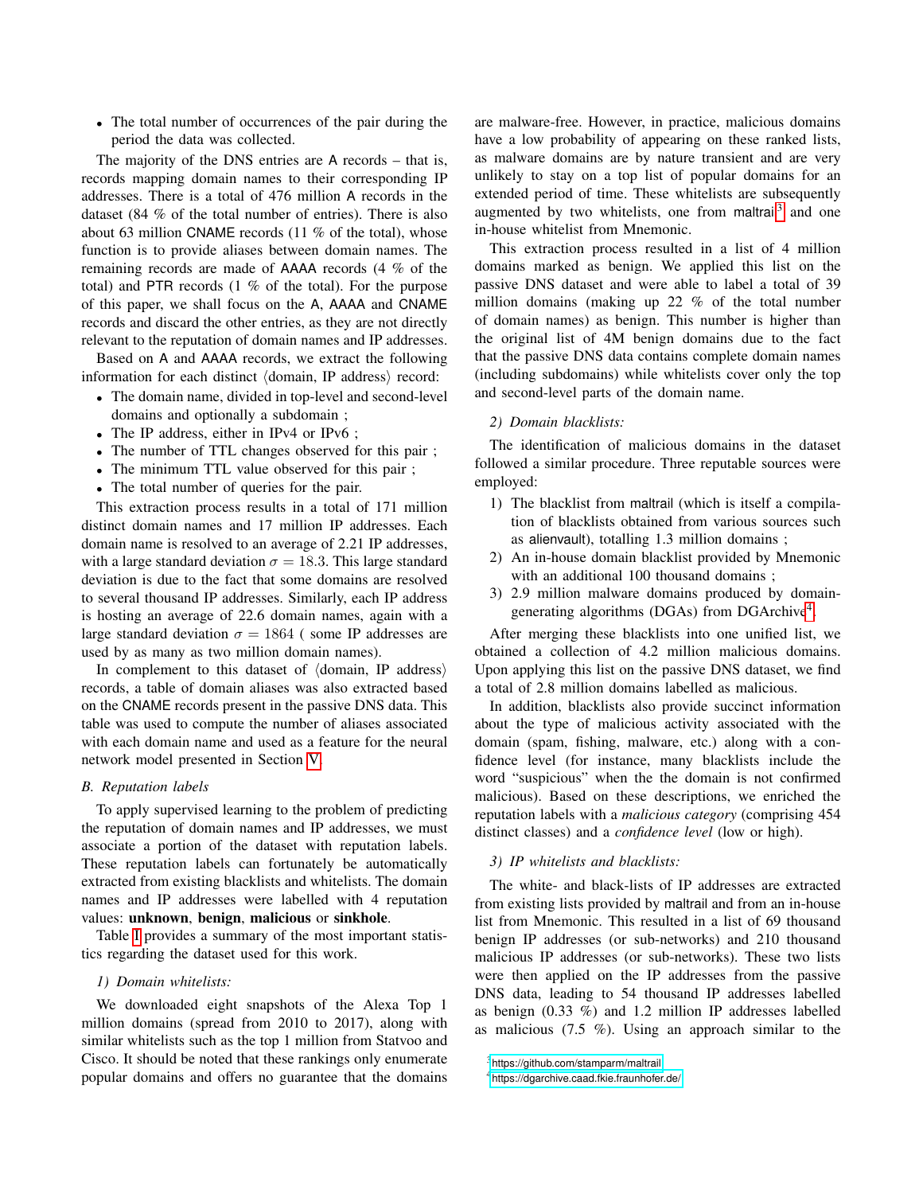- The total number of occurrences of the pair during the period the data was collected.

The majority of the DNS entries are A records – that is, records mapping domain names to their corresponding IP addresses. There is a total of 476 million A records in the dataset (84 % of the total number of entries). There is also about 63 million CNAME records (11 % of the total), whose function is to provide aliases between domain names. The remaining records are made of AAAA records (4 % of the total) and PTR records (1 % of the total). For the purpose of this paper, we shall focus on the A, AAAA and CNAME records and discard the other entries, as they are not directly relevant to the reputation of domain names and IP addresses.

Based on A and AAAA records, we extract the following information for each distinct ⟨domain, IP address⟩ record:

- The domain name, divided in top-level and second-level domains and optionally a subdomain ;
- The IP address, either in IPv4 or IPv6 ;
- The number of TTL changes observed for this pair ;
- The minimum TTL value observed for this pair ;
- The total number of queries for the pair.

This extraction process results in a total of 171 million distinct domain names and 17 million IP addresses. Each domain name is resolved to an average of 2.21 IP addresses, with a large standard deviation $\sigma = 18.3$. This large standard deviation is due to the fact that some domains are resolved to several thousand IP addresses. Similarly, each IP address is hosting an average of 22.6 domain names, again with a large standard deviation $\sigma = 1864$ ( some IP addresses are used by as many as two million domain names).

In complement to this dataset of ⟨domain, IP address⟩ records, a table of domain aliases was also extracted based on the CNAME records present in the passive DNS data. This table was used to compute the number of aliases associated with each domain name and used as a feature for the neural network model presented in Section V.

### B. Reputation labels

To apply supervised learning to the problem of predicting the reputation of domain names and IP addresses, we must associate a portion of the dataset with reputation labels. These reputation labels can fortunately be automatically extracted from existing blacklists and whitelists. The domain names and IP addresses were labelled with 4 reputation values: **unknown**, **benign**, **malicious** or **sinkhole**.

Table I provides a summary of the most important statistics regarding the dataset used for this work.

#### 1) Domain whitelists:

We downloaded eight snapshots of the Alexa Top 1 million domains (spread from 2010 to 2017), along with similar whitelists such as the top 1 million from Statvoo and Cisco. It should be noted that these rankings only enumerate popular domains and offers no guarantee that the domains are malware-free. However, in practice, malicious domains have a low probability of appearing on these ranked lists, as malware domains are by nature transient and are very unlikely to stay on a top list of popular domains for an extended period of time. These whitelists are subsequently augmented by two whitelists, one from maltrail[3] and one in-house whitelist from Mnemonic.

This extraction process resulted in a list of 4 million domains marked as benign. We applied this list on the passive DNS dataset and were able to label a total of 39 million domains (making up 22 % of the total number of domain names) as benign. This number is higher than the original list of 4M benign domains due to the fact that the passive DNS data contains complete domain names (including subdomains) while whitelists cover only the top and second-level parts of the domain name.

#### 2) Domain blacklists:

The identification of malicious domains in the dataset followed a similar procedure. Three reputable sources were employed:

1) The blacklist from maltrail (which is itself a compilation of blacklists obtained from various sources such as alienvault), totalling 1.3 million domains ;
2) An in-house domain blacklist provided by Mnemonic with an additional 100 thousand domains ;
3) 2.9 million malware domains produced by domain-generating algorithms (DGAs) from DGArchive[4].

After merging these blacklists into one unified list, we obtained a collection of 4.2 million malicious domains. Upon applying this list on the passive DNS dataset, we find a total of 2.8 million domains labelled as malicious.

In addition, blacklists also provide succinct information about the type of malicious activity associated with the domain (spam, fishing, malware, etc.) along with a confidence level (for instance, many blacklists include the word "suspicious" when the the domain is not confirmed malicious). Based on these descriptions, we enriched the reputation labels with a *malicious category* (comprising 454 distinct classes) and a *confidence level* (low or high).

#### 3) IP whitelists and blacklists:

The white- and black-lists of IP addresses are extracted from existing lists provided by maltrail and from an in-house list from Mnemonic. This resulted in a list of 69 thousand benign IP addresses (or sub-networks) and 210 thousand malicious IP addresses (or sub-networks). These two lists were then applied on the IP addresses from the passive DNS data, leading to 54 thousand IP addresses labelled as benign (0.33 %) and 1.2 million IP addresses labelled as malicious (7.5 %). Using an approach similar to the

[3] https://github.com/stamparm/maltrail
[4] https://dgarchive.caad.fkie.fraunhofer.de/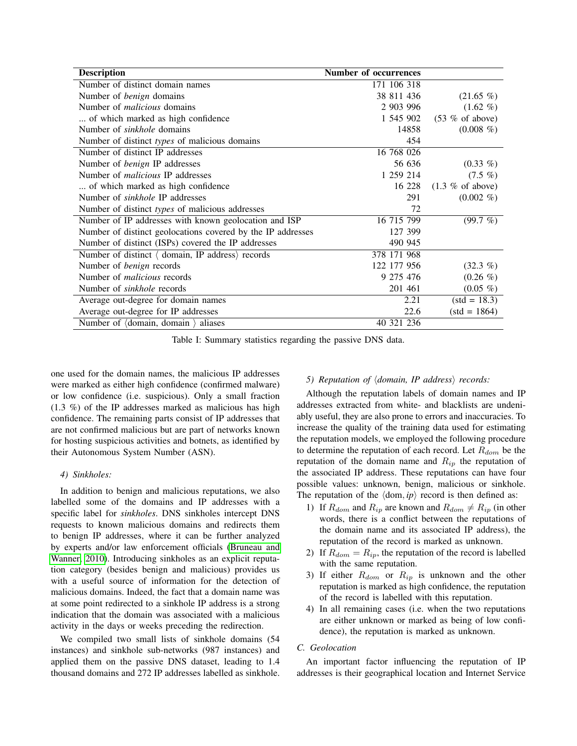| Description | Number of occurrences | |
|---|---|---|
| Number of distinct domain names | 171 106 318 | |
| Number of *benign* domains | 38 811 436 | (21.65 %) |
| Number of *malicious* domains | 2 903 996 | (1.62 %) |
| ... of which marked as high confidence | 1 545 902 | (53 % of above) |
| Number of *sinkhole* domains | 14858 | (0.008 %) |
| Number of distinct *types* of malicious domains | 454 | |
| Number of distinct IP addresses | 16 768 026 | |
| Number of *benign* IP addresses | 56 636 | (0.33 %) |
| Number of *malicious* IP addresses | 1 259 214 | (7.5 %) |
| ... of which marked as high confidence | 16 228 | (1.3 % of above) |
| Number of *sinkhole* IP addresses | 291 | (0.002 %) |
| Number of distinct *types* of malicious addresses | 72 | |
| Number of IP addresses with known geolocation and ISP | 16 715 799 | (99.7 %) |
| Number of distinct geolocations covered by the IP addresses | 127 399 | |
| Number of distinct (ISPs) covered the IP addresses | 490 945 | |
| Number of distinct ⟨ domain, IP address⟩ records | 378 171 968 | |
| Number of *benign* records | 122 177 956 | (32.3 %) |
| Number of *malicious* records | 9 275 476 | (0.26 %) |
| Number of *sinkhole* records | 201 461 | (0.05 %) |
| Average out-degree for domain names | 2.21 | (std = 18.3) |
| Average out-degree for IP addresses | 22.6 | (std = 1864) |
| Number of ⟨domain, domain ⟩ aliases | 40 321 236 | |

Table I: Summary statistics regarding the passive DNS data.

one used for the domain names, the malicious IP addresses were marked as either high confidence (confirmed malware) or low confidence (i.e. suspicious). Only a small fraction (1.3 %) of the IP addresses marked as malicious has high confidence. The remaining parts consist of IP addresses that are not confirmed malicious but are part of networks known for hosting suspicious activities and botnets, as identified by their Autonomous System Number (ASN).

#### *4) Sinkholes:*

In addition to benign and malicious reputations, we also labelled some of the domains and IP addresses with a specific label for *sinkholes*. DNS sinkholes intercept DNS requests to known malicious domains and redirects them to benign IP addresses, where it can be further analyzed by experts and/or law enforcement officials (Bruneau and Wanner, 2010). Introducing sinkholes as an explicit reputation category (besides benign and malicious) provides us with a useful source of information for the detection of malicious domains. Indeed, the fact that a domain name was at some point redirected to a sinkhole IP address is a strong indication that the domain was associated with a malicious activity in the days or weeks preceding the redirection.

We compiled two small lists of sinkhole domains (54 instances) and sinkhole sub-networks (987 instances) and applied them on the passive DNS dataset, leading to 1.4 thousand domains and 272 IP addresses labelled as sinkhole.

#### *5) Reputation of ⟨domain, IP address⟩ records:*

Although the reputation labels of domain names and IP addresses extracted from white- and blacklists are undeniably useful, they are also prone to errors and inaccuracies. To increase the quality of the training data used for estimating the reputation models, we employed the following procedure to determine the reputation of each record. Let $R_{dom}$ be the reputation of the domain name and $R_{ip}$ the reputation of the associated IP address. These reputations can have four possible values: unknown, benign, malicious or sinkhole. The reputation of the $\langle \text{dom}, ip \rangle$ record is then defined as:

1) If $R_{dom}$ and $R_{ip}$ are known and $R_{dom} \neq R_{ip}$ (in other words, there is a conflict between the reputations of the domain name and its associated IP address), the reputation of the record is marked as unknown.
2) If $R_{dom} = R_{ip}$, the reputation of the record is labelled with the same reputation.
3) If either $R_{dom}$ or $R_{ip}$ is unknown and the other reputation is marked as high confidence, the reputation of the record is labelled with this reputation.
4) In all remaining cases (i.e. when the two reputations are either unknown or marked as being of low confidence), the reputation is marked as unknown.

### *C. Geolocation*

An important factor influencing the reputation of IP addresses is their geographical location and Internet Service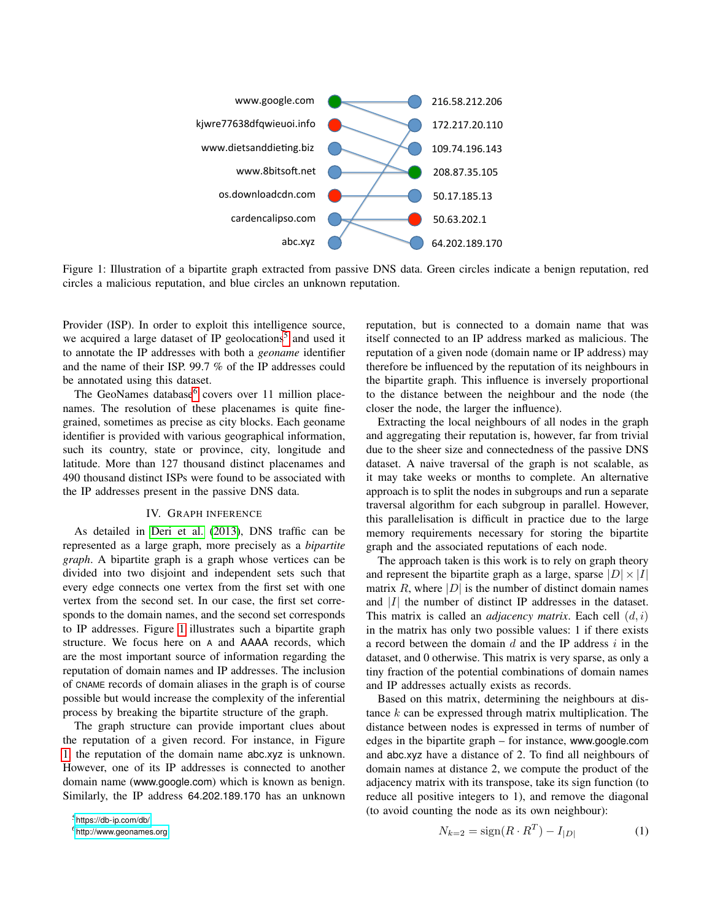www.google.com
kjwre77638dfqwieuoi.info
www.dietsanddieting.biz
www.8bitsoft.net
os.downloadcdn.com
cardencalipso.com
abc.xyz

216.58.212.206
172.217.20.110
109.74.196.143
208.87.35.105
50.17.185.13
50.63.202.1
64.202.189.170

Figure 1: Illustration of a bipartite graph extracted from passive DNS data. Green circles indicate a benign reputation, red circles a malicious reputation, and blue circles an unknown reputation.

Provider (ISP). In order to exploit this intelligence source, we acquired a large dataset of IP geolocations[5] and used it to annotate the IP addresses with both a *geoname* identifier and the name of their ISP. 99.7 % of the IP addresses could be annotated using this dataset.

The GeoNames database[6] covers over 11 million placenames. The resolution of these placenames is quite fine-grained, sometimes as precise as city blocks. Each geoname identifier is provided with various geographical information, such its country, state or province, city, longitude and latitude. More than 127 thousand distinct placenames and 490 thousand distinct ISPs were found to be associated with the IP addresses present in the passive DNS data.

## IV. Graph Inference

As detailed in Deri et al. (2013), DNS traffic can be represented as a large graph, more precisely as a *bipartite graph*. A bipartite graph is a graph whose vertices can be divided into two disjoint and independent sets such that every edge connects one vertex from the first set with one vertex from the second set. In our case, the first set corresponds to the domain names, and the second set corresponds to IP addresses. Figure 1 illustrates such a bipartite graph structure. We focus here on A and AAAA records, which are the most important source of information regarding the reputation of domain names and IP addresses. The inclusion of CNAME records of domain aliases in the graph is of course possible but would increase the complexity of the inferential process by breaking the bipartite structure of the graph.

The graph structure can provide important clues about the reputation of a given record. For instance, in Figure 1 the reputation of the domain name abc.xyz is unknown. However, one of its IP addresses is connected to another domain name (www.google.com) which is known as benign. Similarly, the IP address 64.202.189.170 has an unknown reputation, but is connected to a domain name that was itself connected to an IP address marked as malicious. The reputation of a given node (domain name or IP address) may therefore be influenced by the reputation of its neighbours in the bipartite graph. This influence is inversely proportional to the distance between the neighbour and the node (the closer the node, the larger the influence).

Extracting the local neighbours of all nodes in the graph and aggregating their reputation is, however, far from trivial due to the sheer size and connectedness of the passive DNS dataset. A naive traversal of the graph is not scalable, as it may take weeks or months to complete. An alternative approach is to split the nodes in subgroups and run a separate traversal algorithm for each subgroup in parallel. However, this parallelisation is difficult in practice due to the large memory requirements necessary for storing the bipartite graph and the associated reputations of each node.

The approach taken is this work is to rely on graph theory and represent the bipartite graph as a large, sparse $|D| \times |I|$ matrix $R$, where $|D|$ is the number of distinct domain names and $|I|$ the number of distinct IP addresses in the dataset. This matrix is called an *adjacency matrix*. Each cell $(d, i)$ in the matrix has only two possible values: 1 if there exists a record between the domain $d$ and the IP address $i$ in the dataset, and 0 otherwise. This matrix is very sparse, as only a tiny fraction of the potential combinations of domain names and IP addresses actually exists as records.

Based on this matrix, determining the neighbours at distance $k$ can be expressed through matrix multiplication. The distance between nodes is expressed in terms of number of edges in the bipartite graph – for instance, www.google.com and abc.xyz have a distance of 2. To find all neighbours of domain names at distance 2, we compute the product of the adjacency matrix with its transpose, take its sign function (to reduce all positive integers to 1), and remove the diagonal (to avoid counting the node as its own neighbour):

$$N_{k=2} = \text{sign}(R \cdot R^T) - I_{|D|} \tag{1}$$

[5] https://db-ip.com/db/

[6] http://www.geonames.org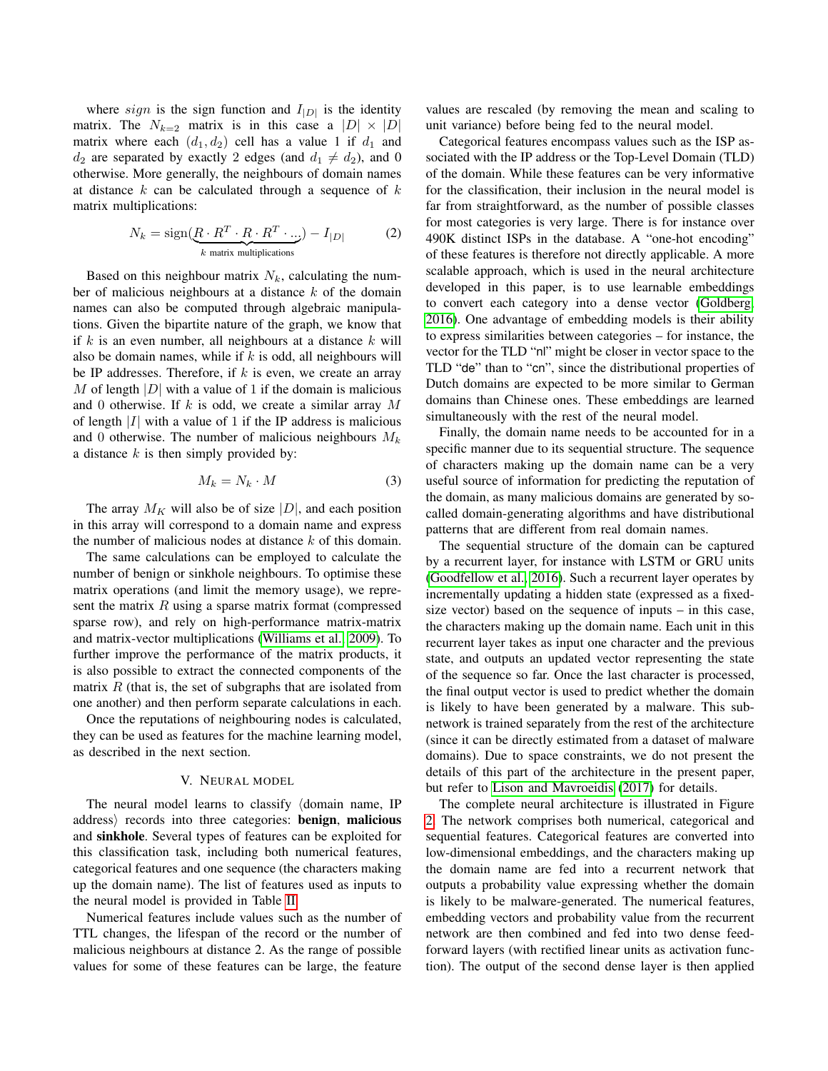where $sign$ is the sign function and $I_{|D|}$ is the identity matrix. The $N_{k=2}$ matrix is in this case a $|D| \times |D|$ matrix where each $(d_1, d_2)$ cell has a value 1 if $d_1$ and $d_2$ are separated by exactly 2 edges (and $d_1 \neq d_2$), and 0 otherwise. More generally, the neighbours of domain names at distance $k$ can be calculated through a sequence of $k$ matrix multiplications:

$$N_k = \text{sign}(\underbrace{R \cdot R^T \cdot R \cdot R^T \cdot ...}_{k \text{ matrix multiplications}}) - I_{|D|} \tag{2}$$

Based on this neighbour matrix $N_k$, calculating the number of malicious neighbours at a distance $k$ of the domain names can also be computed through algebraic manipulations. Given the bipartite nature of the graph, we know that if $k$ is an even number, all neighbours at a distance $k$ will also be domain names, while if $k$ is odd, all neighbours will be IP addresses. Therefore, if $k$ is even, we create an array $M$ of length $|D|$ with a value of 1 if the domain is malicious and 0 otherwise. If $k$ is odd, we create a similar array $M$ of length $|I|$ with a value of 1 if the IP address is malicious and 0 otherwise. The number of malicious neighbours $M_k$ a distance $k$ is then simply provided by:

$$M_k = N_k \cdot M \tag{3}$$

The array $M_K$ will also be of size $|D|$, and each position in this array will correspond to a domain name and express the number of malicious nodes at distance $k$ of this domain.

The same calculations can be employed to calculate the number of benign or sinkhole neighbours. To optimise these matrix operations (and limit the memory usage), we represent the matrix $R$ using a sparse matrix format (compressed sparse row), and rely on high-performance matrix-matrix and matrix-vector multiplications (Williams et al., 2009). To further improve the performance of the matrix products, it is also possible to extract the connected components of the matrix $R$ (that is, the set of subgraphs that are isolated from one another) and then perform separate calculations in each.

Once the reputations of neighbouring nodes is calculated, they can be used as features for the machine learning model, as described in the next section.

## V. Neural model

The neural model learns to classify ⟨domain name, IP address⟩ records into three categories: **benign**, **malicious** and **sinkhole**. Several types of features can be exploited for this classification task, including both numerical features, categorical features and one sequence (the characters making up the domain name). The list of features used as inputs to the neural model is provided in Table II.

Numerical features include values such as the number of TTL changes, the lifespan of the record or the number of malicious neighbours at distance 2. As the range of possible values for some of these features can be large, the feature values are rescaled (by removing the mean and scaling to unit variance) before being fed to the neural model.

Categorical features encompass values such as the ISP associated with the IP address or the Top-Level Domain (TLD) of the domain. While these features can be very informative for the classification, their inclusion in the neural model is far from straightforward, as the number of possible classes for most categories is very large. There is for instance over 490K distinct ISPs in the database. A "one-hot encoding" of these features is therefore not directly applicable. A more scalable approach, which is used in the neural architecture developed in this paper, is to use learnable embeddings to convert each category into a dense vector (Goldberg, 2016). One advantage of embedding models is their ability to express similarities between categories – for instance, the vector for the TLD "nl" might be closer in vector space to the TLD "de" than to "cn", since the distributional properties of Dutch domains are expected to be more similar to German domains than Chinese ones. These embeddings are learned simultaneously with the rest of the neural model.

Finally, the domain name needs to be accounted for in a specific manner due to its sequential structure. The sequence of characters making up the domain name can be a very useful source of information for predicting the reputation of the domain, as many malicious domains are generated by so-called domain-generating algorithms and have distributional patterns that are different from real domain names.

The sequential structure of the domain can be captured by a recurrent layer, for instance with LSTM or GRU units (Goodfellow et al., 2016). Such a recurrent layer operates by incrementally updating a hidden state (expressed as a fixed-size vector) based on the sequence of inputs – in this case, the characters making up the domain name. Each unit in this recurrent layer takes as input one character and the previous state, and outputs an updated vector representing the state of the sequence so far. Once the last character is processed, the final output vector is used to predict whether the domain is likely to have been generated by a malware. This subnetwork is trained separately from the rest of the architecture (since it can be directly estimated from a dataset of malware domains). Due to space constraints, we do not present the details of this part of the architecture in the present paper, but refer to Lison and Mavroeidis (2017) for details.

The complete neural architecture is illustrated in Figure 2. The network comprises both numerical, categorical and sequential features. Categorical features are converted into low-dimensional embeddings, and the characters making up the domain name are fed into a recurrent network that outputs a probability value expressing whether the domain is likely to be malware-generated. The numerical features, embedding vectors and probability value from the recurrent network are then combined and fed into two dense feed-forward layers (with rectified linear units as activation function). The output of the second dense layer is then applied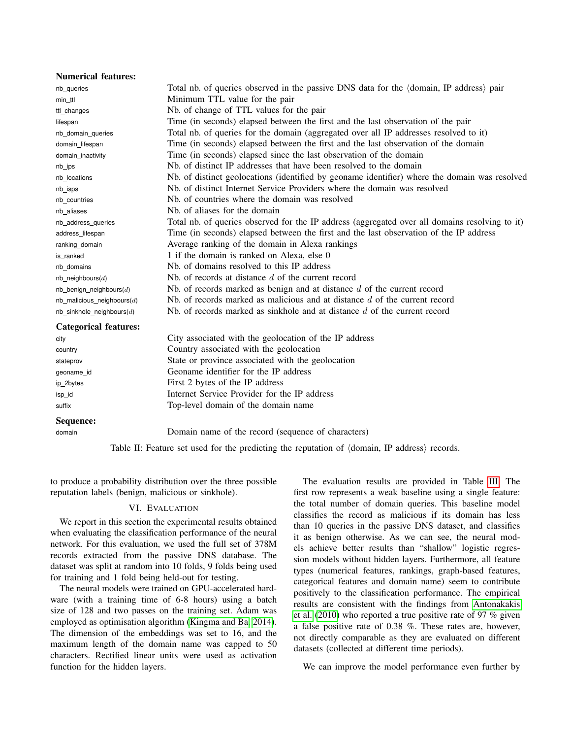| | |
|---|---|
| **Numerical features:** | |
| nb_queries | Total nb. of queries observed in the passive DNS data for the ⟨domain, IP address⟩ pair |
| min_ttl | Minimum TTL value for the pair |
| ttl_changes | Nb. of change of TTL values for the pair |
| lifespan | Time (in seconds) elapsed between the first and the last observation of the pair |
| nb_domain_queries | Total nb. of queries for the domain (aggregated over all IP addresses resolved to it) |
| domain_lifespan | Time (in seconds) elapsed between the first and the last observation of the domain |
| domain_inactivity | Time (in seconds) elapsed since the last observation of the domain |
| nb_ips | Nb. of distinct IP addresses that have been resolved to the domain |
| nb_locations | Nb. of distinct geolocations (identified by geoname identifier) where the domain was resolved |
| nb_isps | Nb. of distinct Internet Service Providers where the domain was resolved |
| nb_countries | Nb. of countries where the domain was resolved |
| nb_aliases | Nb. of aliases for the domain |
| nb_address_queries | Total nb. of queries observed for the IP address (aggregated over all domains resolving to it) |
| address_lifespan | Time (in seconds) elapsed between the first and the last observation of the IP address |
| ranking_domain | Average ranking of the domain in Alexa rankings |
| is_ranked | 1 if the domain is ranked on Alexa, else 0 |
| nb_domains | Nb. of domains resolved to this IP address |
| nb_neighbours($d$) | Nb. of records at distance $d$ of the current record |
| nb_benign_neighbours($d$) | Nb. of records marked as benign and at distance $d$ of the current record |
| nb_malicious_neighbours($d$) | Nb. of records marked as malicious and at distance $d$ of the current record |
| nb_sinkhole_neighbours($d$) | Nb. of records marked as sinkhole and at distance $d$ of the current record |
| **Categorical features:** | |
| city | City associated with the geolocation of the IP address |
| country | Country associated with the geolocation |
| stateprov | State or province associated with the geolocation |
| geoname_id | Geoname identifier for the IP address |
| ip_2bytes | First 2 bytes of the IP address |
| isp_id | Internet Service Provider for the IP address |
| suffix | Top-level domain of the domain name |
| **Sequence:** | |
| domain | Domain name of the record (sequence of characters) |

Table II: Feature set used for the predicting the reputation of ⟨domain, IP address⟩ records.

to produce a probability distribution over the three possible reputation labels (benign, malicious or sinkhole).

## VI. Evaluation

We report in this section the experimental results obtained when evaluating the classification performance of the neural network. For this evaluation, we used the full set of 378M records extracted from the passive DNS database. The dataset was split at random into 10 folds, 9 folds being used for training and 1 fold being held-out for testing.

The neural models were trained on GPU-accelerated hardware (with a training time of 6-8 hours) using a batch size of 128 and two passes on the training set. Adam was employed as optimisation algorithm (Kingma and Ba, 2014). The dimension of the embeddings was set to 16, and the maximum length of the domain name was capped to 50 characters. Rectified linear units were used as activation function for the hidden layers.

The evaluation results are provided in Table III. The first row represents a weak baseline using a single feature: the total number of domain queries. This baseline model classifies the record as malicious if its domain has less than 10 queries in the passive DNS dataset, and classifies it as benign otherwise. As we can see, the neural models achieve better results than "shallow" logistic regression models without hidden layers. Furthermore, all feature types (numerical features, rankings, graph-based features, categorical features and domain name) seem to contribute positively to the classification performance. The empirical results are consistent with the findings from Antonakakis et al. (2010) who reported a true positive rate of 97 % given a false positive rate of 0.38 %. These rates are, however, not directly comparable as they are evaluated on different datasets (collected at different time periods).

We can improve the model performance even further by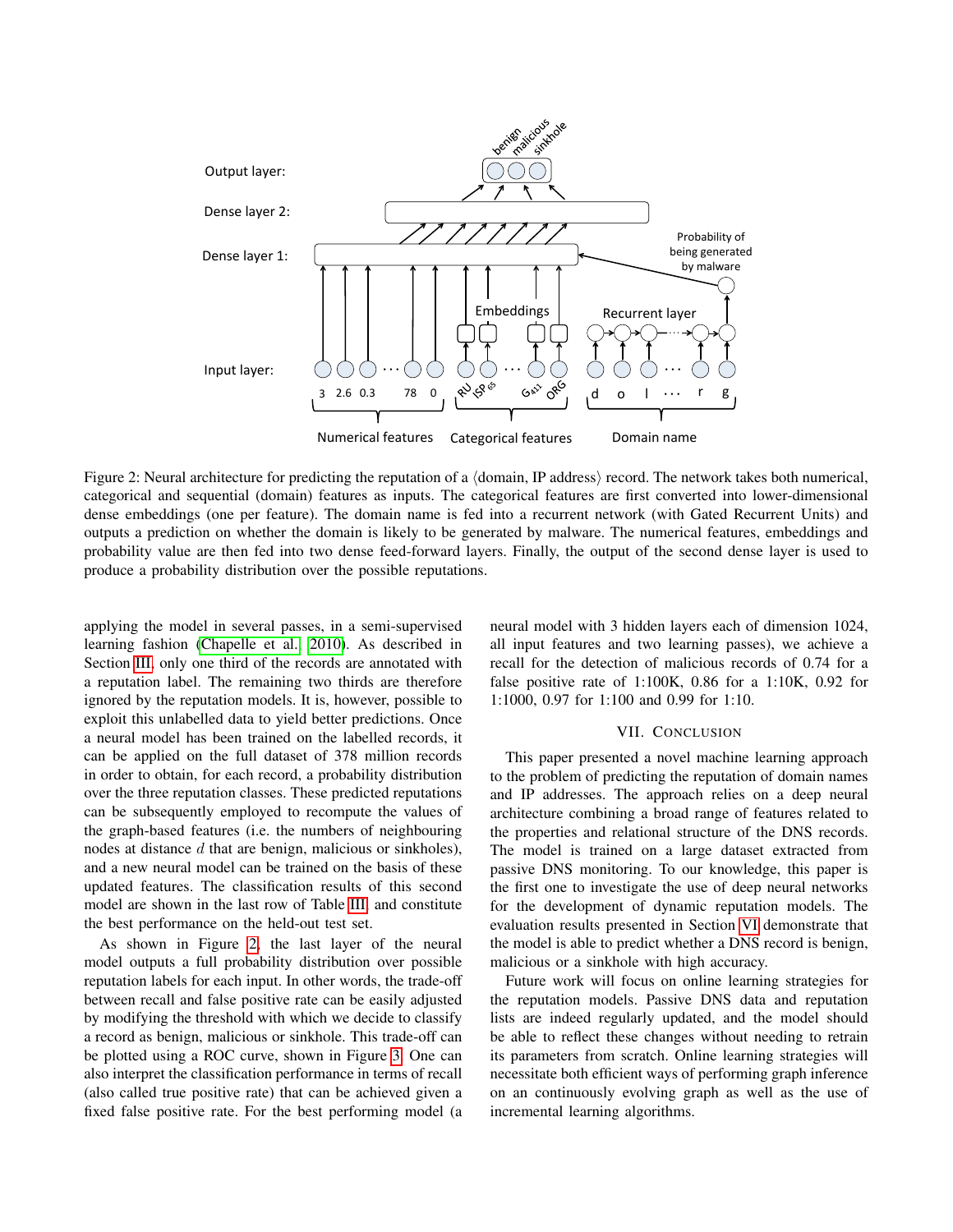Output layer:

benign malicious sinkhole

Dense layer 2:

Dense layer 1:

Probability of being generated by malware

Embeddings

Recurrent layer

Input layer:

3 2.6 0.3 ··· 78 0

RU ISP65 ··· G411 ORG

d o l ··· r g

Numerical features

Categorical features

Domain name

Figure 2: Neural architecture for predicting the reputation of a ⟨domain, IP address⟩ record. The network takes both numerical, categorical and sequential (domain) features as inputs. The categorical features are first converted into lower-dimensional dense embeddings (one per feature). The domain name is fed into a recurrent network (with Gated Recurrent Units) and outputs a prediction on whether the domain is likely to be generated by malware. The numerical features, embeddings and probability value are then fed into two dense feed-forward layers. Finally, the output of the second dense layer is used to produce a probability distribution over the possible reputations.

applying the model in several passes, in a semi-supervised learning fashion (Chapelle et al., 2010). As described in Section III, only one third of the records are annotated with a reputation label. The remaining two thirds are therefore ignored by the reputation models. It is, however, possible to exploit this unlabelled data to yield better predictions. Once a neural model has been trained on the labelled records, it can be applied on the full dataset of 378 million records in order to obtain, for each record, a probability distribution over the three reputation classes. These predicted reputations can be subsequently employed to recompute the values of the graph-based features (i.e. the numbers of neighbouring nodes at distance $d$ that are benign, malicious or sinkholes), and a new neural model can be trained on the basis of these updated features. The classification results of this second model are shown in the last row of Table III and constitute the best performance on the held-out test set.

As shown in Figure 2, the last layer of the neural model outputs a full probability distribution over possible reputation labels for each input. In other words, the trade-off between recall and false positive rate can be easily adjusted by modifying the threshold with which we decide to classify a record as benign, malicious or sinkhole. This trade-off can be plotted using a ROC curve, shown in Figure 3. One can also interpret the classification performance in terms of recall (also called true positive rate) that can be achieved given a fixed false positive rate. For the best performing model (a neural model with 3 hidden layers each of dimension 1024, all input features and two learning passes), we achieve a recall for the detection of malicious records of 0.74 for a false positive rate of 1:100K, 0.86 for a 1:10K, 0.92 for 1:1000, 0.97 for 1:100 and 0.99 for 1:10.

## VII. Conclusion

This paper presented a novel machine learning approach to the problem of predicting the reputation of domain names and IP addresses. The approach relies on a deep neural architecture combining a broad range of features related to the properties and relational structure of the DNS records. The model is trained on a large dataset extracted from passive DNS monitoring. To our knowledge, this paper is the first one to investigate the use of deep neural networks for the development of dynamic reputation models. The evaluation results presented in Section VI demonstrate that the model is able to predict whether a DNS record is benign, malicious or a sinkhole with high accuracy.

Future work will focus on online learning strategies for the reputation models. Passive DNS data and reputation lists are indeed regularly updated, and the model should be able to reflect these changes without needing to retrain its parameters from scratch. Online learning strategies will necessitate both efficient ways of performing graph inference on an continuously evolving graph as well as the use of incremental learning algorithms.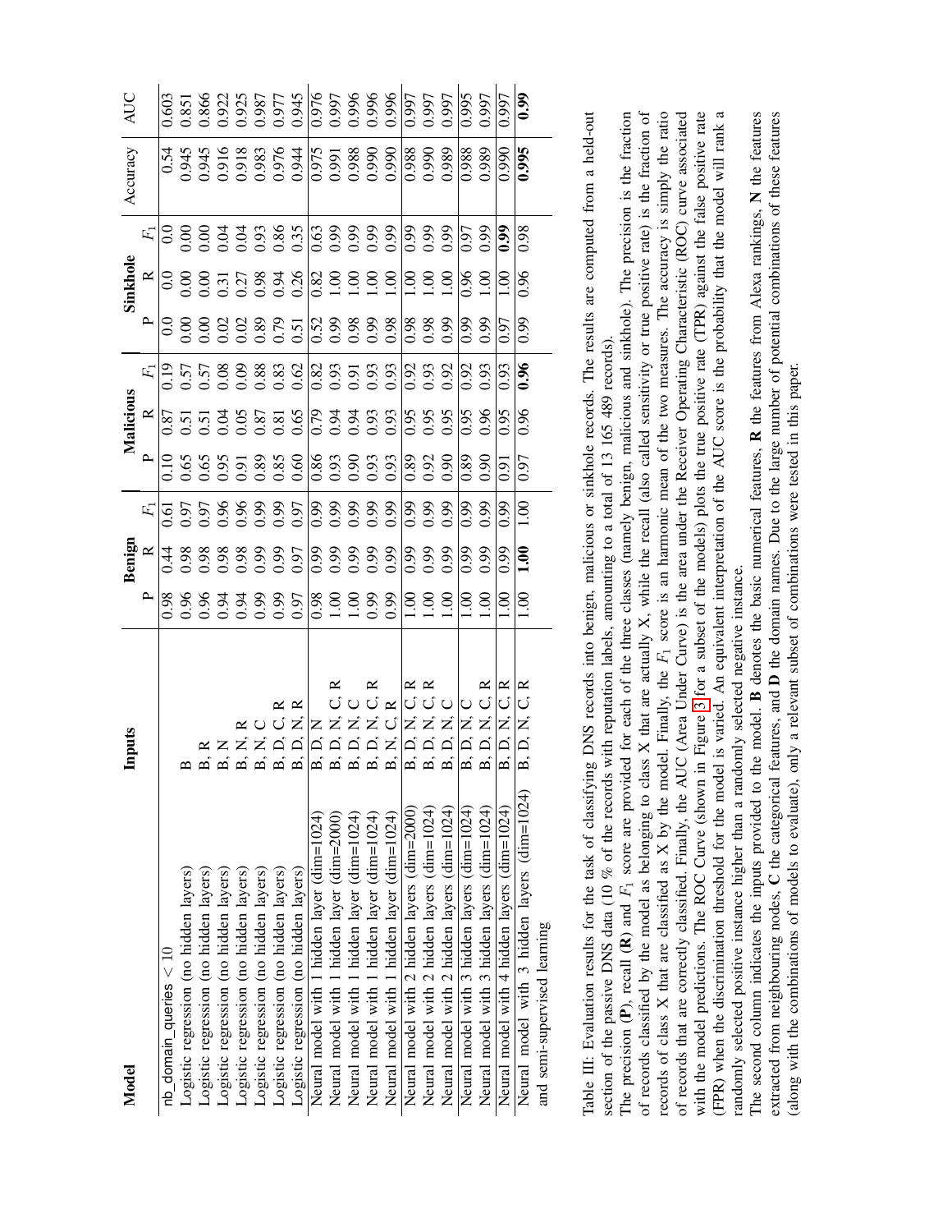| Model | Inputs | Benign | | | Malicious | | | Sinkhole | | | Accuracy | AUC |
|---|---|---|---|---|---|---|---|---|---|---|---|---|
| | | P | R | $F_1$ | P | R | $F_1$ | P | R | $F_1$ | | |
| nb_domain_queries < 10 | | 0.98 | 0.44 | 0.61 | 0.10 | 0.87 | 0.19 | 0.0 | 0.0 | 0.0 | 0.54 | 0.603 |
| Logistic regression (no hidden layers) | B | 0.96 | 0.98 | 0.97 | 0.65 | 0.51 | 0.57 | 0.00 | 0.00 | 0.00 | 0.945 | 0.851 |
| Logistic regression (no hidden layers) | B, R | 0.96 | 0.98 | 0.97 | 0.65 | 0.51 | 0.57 | 0.00 | 0.00 | 0.00 | 0.945 | 0.866 |
| Logistic regression (no hidden layers) | B, N | 0.94 | 0.98 | 0.96 | 0.95 | 0.04 | 0.08 | 0.02 | 0.31 | 0.04 | 0.916 | 0.922 |
| Logistic regression (no hidden layers) | B, N, R | 0.94 | 0.98 | 0.96 | 0.91 | 0.05 | 0.09 | 0.02 | 0.27 | 0.04 | 0.918 | 0.925 |
| Logistic regression (no hidden layers) | B, N, C | 0.99 | 0.99 | 0.99 | 0.89 | 0.87 | 0.88 | 0.89 | 0.98 | 0.93 | 0.983 | 0.987 |
| Logistic regression (no hidden layers) | B, D, C, R | 0.99 | 0.99 | 0.99 | 0.85 | 0.81 | 0.83 | 0.79 | 0.94 | 0.86 | 0.976 | 0.977 |
| Logistic regression (no hidden layers) | B, D, N, R | 0.97 | 0.97 | 0.97 | 0.60 | 0.65 | 0.62 | 0.51 | 0.26 | 0.35 | 0.944 | 0.945 |
| Neural model with 1 hidden layer (dim=1024) | B, D, N | 0.98 | 0.99 | 0.99 | 0.86 | 0.79 | 0.82 | 0.52 | 0.82 | 0.63 | 0.975 | 0.976 |
| Neural model with 1 hidden layer (dim=2000) | B, D, N, C, R | 1.00 | 0.99 | 0.99 | 0.93 | 0.94 | 0.93 | 0.99 | 1.00 | 0.99 | 0.991 | 0.997 |
| Neural model with 1 hidden layer (dim=1024) | B, D, N, C | 1.00 | 0.99 | 0.99 | 0.90 | 0.94 | 0.91 | 0.98 | 1.00 | 0.99 | 0.988 | 0.996 |
| Neural model with 1 hidden layer (dim=1024) | B, D, N, C, R | 0.99 | 0.99 | 0.99 | 0.93 | 0.93 | 0.93 | 0.99 | 1.00 | 0.99 | 0.990 | 0.996 |
| Neural model with 1 hidden layer (dim=1024) | B, N, C, R | 0.99 | 0.99 | 0.99 | 0.93 | 0.93 | 0.93 | 0.98 | 1.00 | 0.99 | 0.990 | 0.996 |
| Neural model with 2 hidden layers (dim=2000) | B, D, N, C, R | 1.00 | 0.99 | 0.99 | 0.89 | 0.95 | 0.92 | 0.98 | 1.00 | 0.99 | 0.988 | 0.997 |
| Neural model with 2 hidden layers (dim=1024) | B, D, N, C, R | 1.00 | 0.99 | 0.99 | 0.92 | 0.95 | 0.93 | 0.98 | 1.00 | 0.99 | 0.990 | 0.997 |
| Neural model with 2 hidden layers (dim=1024) | B, D, N, C | 1.00 | 0.99 | 0.99 | 0.90 | 0.95 | 0.92 | 0.99 | 1.00 | 0.99 | 0.989 | 0.997 |
| Neural model with 3 hidden layers (dim=1024) | B, D, N, C | 1.00 | 0.99 | 0.99 | 0.89 | 0.95 | 0.92 | 0.99 | 0.96 | 0.97 | 0.988 | 0.995 |
| Neural model with 3 hidden layers (dim=1024) | B, D, N, C, R | 1.00 | 0.99 | 0.99 | 0.90 | 0.96 | 0.93 | 0.99 | 1.00 | 0.99 | 0.989 | 0.997 |
| Neural model with 4 hidden layers (dim=1024) | B, D, N, C, R | 1.00 | 0.99 | 0.99 | 0.91 | 0.95 | 0.93 | 0.97 | 1.00 | **0.99** | 0.990 | 0.997 |
| Neural model with 3 hidden layers (dim=1024) and semi-supervised learning | B, D, N, C, R | 1.00 | **1.00** | 1.00 | 0.97 | 0.96 | **0.96** | 0.99 | 0.96 | 0.98 | **0.995** | **0.99** |

Table III: Evaluation results for the task of classifying DNS records into benign, malicious or sinkhole records. The results are computed from a held-out section of the passive DNS data (10 % of the records with reputation labels, amounting to a total of 13 165 489 records).
The precision (**P**), recall (**R**) and $F_1$ score are provided for each of the three classes (namely benign, malicious and sinkhole). The precision is the fraction of records classified by the model as belonging to class X that are actually X, while the recall (also called sensitivity or true positive rate) is the fraction of records of class X that are classified as X by the model. Finally, the $F_1$ score is an harmonic mean of the two measures. The accuracy is simply the ratio of records that are correctly classified. Finally, the AUC (Area Under Curve) is the area under the Receiver Operating Characteristic (ROC) curve associated with the model predictions. The ROC Curve (shown in Figure 3 for a subset of the models) plots the true positive rate (TPR) against the false positive rate (FPR) when the discrimination threshold for the model is varied. An equivalent interpretation of the AUC score is the probability that the model will rank a randomly selected positive instance higher than a randomly selected negative instance.
The second column indicates the inputs provided to the model. **B** denotes the basic numerical features, **R** the features from Alexa rankings, **N** the features extracted from neighbouring nodes, **C** the categorical features, and **D** the domain names. Due to the large number of potential combinations of these features (along with the combinations of models to evaluate), only a relevant subset of combinations were tested in this paper.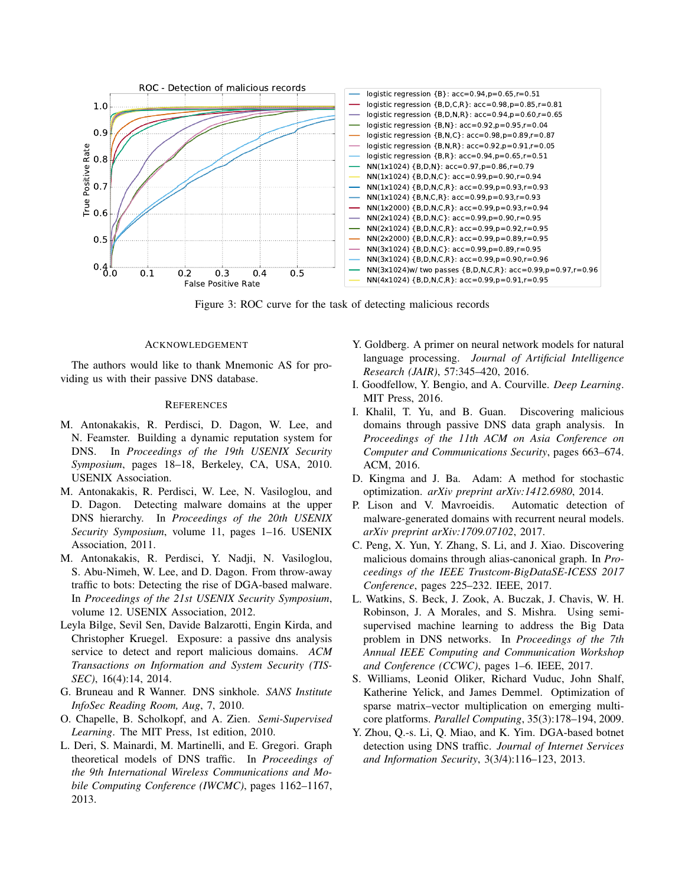ROC - Detection of malicious records

True Positive Rate

False Positive Rate

1.0
0.9
0.8
0.7
0.6
0.5
0.4

0.0
0.1
0.2
0.3
0.4
0.5

logistic regression {B}: acc=0.94,p=0.65,r=0.51
logistic regression {B,D,C,R}: acc=0.98,p=0.85,r=0.81
logistic regression {B,D,N,R}: acc=0.94,p=0.60,r=0.65
logistic regression {B,N}: acc=0.92,p=0.95,r=0.04
logistic regression {B,N,C}: acc=0.98,p=0.89,r=0.87
logistic regression {B,N,R}: acc=0.92,p=0.91,r=0.05
logistic regression {B,R}: acc=0.94,p=0.65,r=0.51
NN(1x1024) {B,D,N}: acc=0.97,p=0.86,r=0.79
NN(1x1024) {B,D,N,C}: acc=0.99,p=0.90,r=0.94
NN(1x1024) {B,D,N,C,R}: acc=0.99,p=0.93,r=0.93
NN(1x1024) {B,N,C,R}: acc=0.99,p=0.93,r=0.93
NN(1x2000) {B,D,N,C,R}: acc=0.99,p=0.93,r=0.94
NN(2x1024) {B,D,N,C}: acc=0.99,p=0.90,r=0.95
NN(2x1024) {B,D,N,C,R}: acc=0.99,p=0.92,r=0.95
NN(2x2000) {B,D,N,C,R}: acc=0.99,p=0.89,r=0.95
NN(3x1024) {B,D,N,C}: acc=0.99,p=0.89,r=0.95
NN(3x1024) {B,D,N,C,R}: acc=0.99,p=0.90,r=0.96
NN(3x1024)w/ two passes {B,D,N,C,R}: acc=0.99,p=0.97,r=0.96
NN(4x1024) {B,D,N,C,R}: acc=0.99,p=0.91,r=0.95

Figure 3: ROC curve for the task of detecting malicious records

## Acknowledgement

The authors would like to thank Mnemonic AS for providing us with their passive DNS database.

## References

M. Antonakakis, R. Perdisci, D. Dagon, W. Lee, and N. Feamster. Building a dynamic reputation system for DNS. In *Proceedings of the 19th USENIX Security Symposium*, pages 18–18, Berkeley, CA, USA, 2010. USENIX Association.

M. Antonakakis, R. Perdisci, W. Lee, N. Vasiloglou, and D. Dagon. Detecting malware domains at the upper DNS hierarchy. In *Proceedings of the 20th USENIX Security Symposium*, volume 11, pages 1–16. USENIX Association, 2011.

M. Antonakakis, R. Perdisci, Y. Nadji, N. Vasiloglou, S. Abu-Nimeh, W. Lee, and D. Dagon. From throw-away traffic to bots: Detecting the rise of DGA-based malware. In *Proceedings of the 21st USENIX Security Symposium*, volume 12. USENIX Association, 2012.

Leyla Bilge, Sevil Sen, Davide Balzarotti, Engin Kirda, and Christopher Kruegel. Exposure: a passive dns analysis service to detect and report malicious domains. *ACM Transactions on Information and System Security (TISSEC)*, 16(4):14, 2014.

G. Bruneau and R Wanner. DNS sinkhole. *SANS Institute InfoSec Reading Room, Aug*, 7, 2010.

O. Chapelle, B. Scholkopf, and A. Zien. *Semi-Supervised Learning*. The MIT Press, 1st edition, 2010.

L. Deri, S. Mainardi, M. Martinelli, and E. Gregori. Graph theoretical models of DNS traffic. In *Proceedings of the 9th International Wireless Communications and Mobile Computing Conference (IWCMC)*, pages 1162–1167, 2013.

Y. Goldberg. A primer on neural network models for natural language processing. *Journal of Artificial Intelligence Research (JAIR)*, 57:345–420, 2016.

I. Goodfellow, Y. Bengio, and A. Courville. *Deep Learning*. MIT Press, 2016.

I. Khalil, T. Yu, and B. Guan. Discovering malicious domains through passive DNS data graph analysis. In *Proceedings of the 11th ACM on Asia Conference on Computer and Communications Security*, pages 663–674. ACM, 2016.

D. Kingma and J. Ba. Adam: A method for stochastic optimization. *arXiv preprint arXiv:1412.6980*, 2014.

P. Lison and V. Mavroeidis. Automatic detection of malware-generated domains with recurrent neural models. *arXiv preprint arXiv:1709.07102*, 2017.

C. Peng, X. Yun, Y. Zhang, S. Li, and J. Xiao. Discovering malicious domains through alias-canonical graph. In *Proceedings of the IEEE Trustcom-BigDataSE-ICESS 2017 Conference*, pages 225–232. IEEE, 2017.

L. Watkins, S. Beck, J. Zook, A. Buczak, J. Chavis, W. H. Robinson, J. A Morales, and S. Mishra. Using semi-supervised machine learning to address the Big Data problem in DNS networks. In *Proceedings of the 7th Annual IEEE Computing and Communication Workshop and Conference (CCWC)*, pages 1–6. IEEE, 2017.

S. Williams, Leonid Oliker, Richard Vuduc, John Shalf, Katherine Yelick, and James Demmel. Optimization of sparse matrix–vector multiplication on emerging multicore platforms. *Parallel Computing*, 35(3):178–194, 2009.

Y. Zhou, Q.-s. Li, Q. Miao, and K. Yim. DGA-based botnet detection using DNS traffic. *Journal of Internet Services and Information Security*, 3(3/4):116–123, 2013.